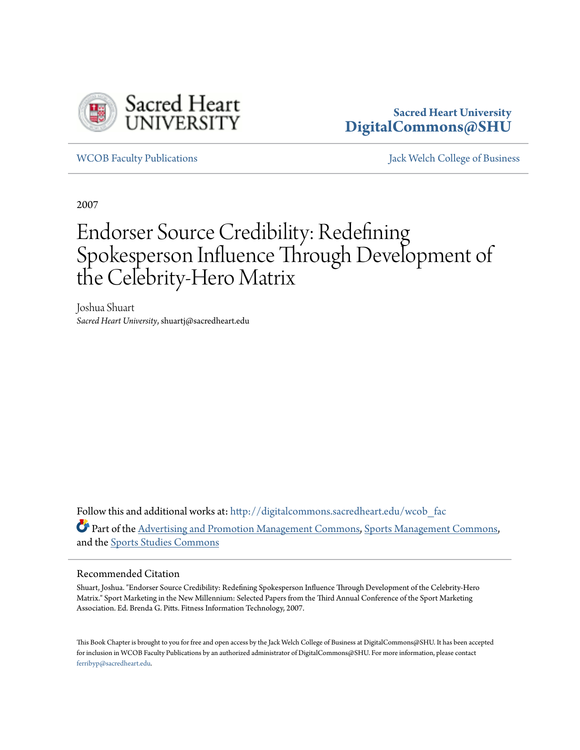Sacred Heart University
DigitalCommons@SHU

WCOB Faculty Publications

Jack Welch College of Business

2007

# Endorser Source Credibility: Redefining Spokesperson Influence Through Development of the Celebrity-Hero Matrix

Joshua Shuart
*Sacred Heart University*, shuartj@sacredheart.edu

Follow this and additional works at: http://digitalcommons.sacredheart.edu/wcob_fac

Part of the Advertising and Promotion Management Commons, Sports Management Commons, and the Sports Studies Commons

## Recommended Citation

Shuart, Joshua. "Endorser Source Credibility: Redefining Spokesperson Influence Through Development of the Celebrity-Hero Matrix." Sport Marketing in the New Millennium: Selected Papers from the Third Annual Conference of the Sport Marketing Association. Ed. Brenda G. Pitts. Fitness Information Technology, 2007.

This Book Chapter is brought to you for free and open access by the Jack Welch College of Business at DigitalCommons@SHU. It has been accepted for inclusion in WCOB Faculty Publications by an authorized administrator of DigitalCommons@SHU. For more information, please contact ferribyp@sacredheart.edu.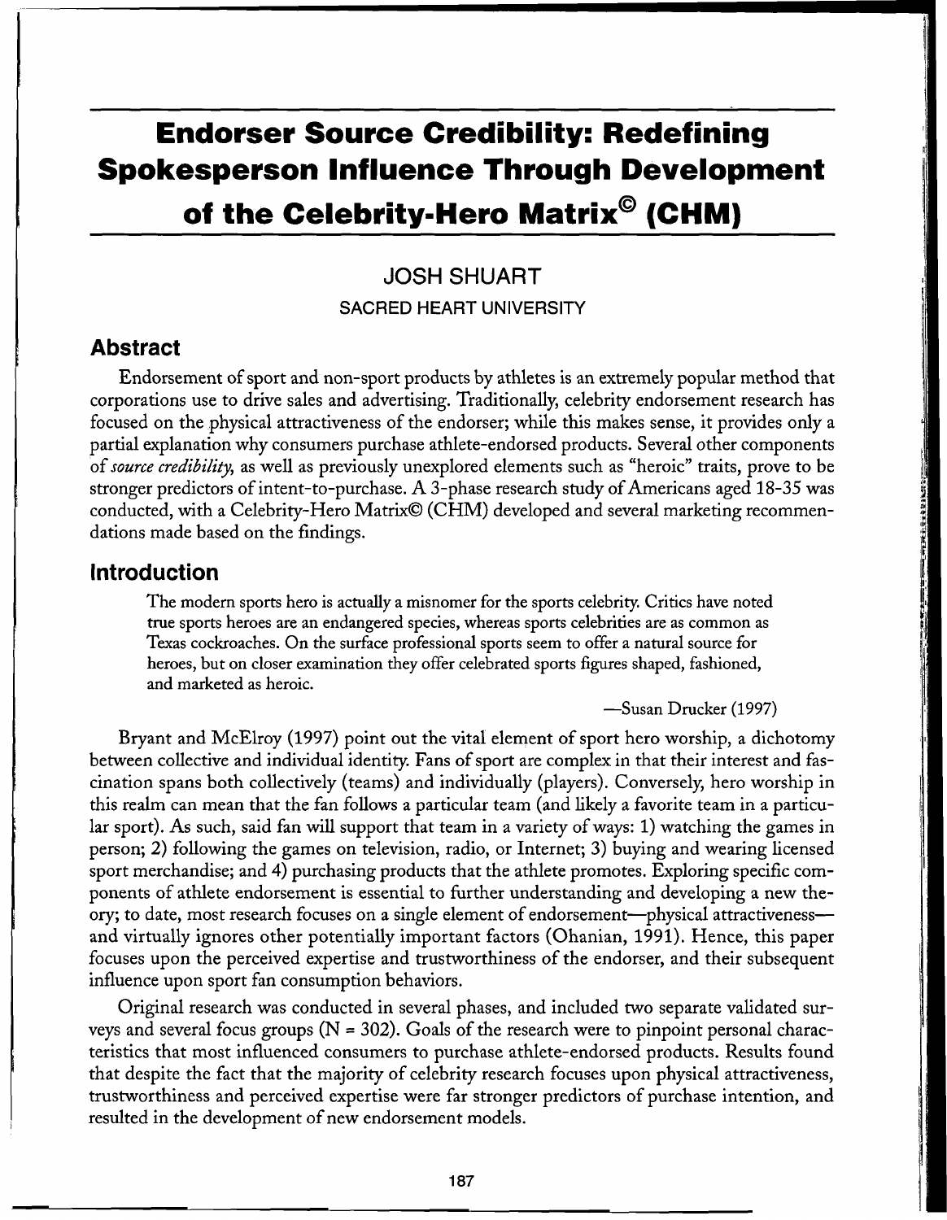# Endorser Source Credibility: Redefining Spokesperson Influence Through Development of the Celebrity-Hero Matrix© (CHM)

JOSH SHUART

SACRED HEART UNIVERSITY

## Abstract

Endorsement of sport and non-sport products by athletes is an extremely popular method that corporations use to drive sales and advertising. Traditionally, celebrity endorsement research has focused on the physical attractiveness of the endorser; while this makes sense, it provides only a partial explanation why consumers purchase athlete-endorsed products. Several other components of *source credibility*, as well as previously unexplored elements such as "heroic" traits, prove to be stronger predictors of intent-to-purchase. A 3-phase research study of Americans aged 18-35 was conducted, with a Celebrity-Hero Matrix© (CHM) developed and several marketing recommendations made based on the findings.

## Introduction

> The modern sports hero is actually a misnomer for the sports celebrity. Critics have noted true sports heroes are an endangered species, whereas sports celebrities are as common as Texas cockroaches. On the surface professional sports seem to offer a natural source for heroes, but on closer examination they offer celebrated sports figures shaped, fashioned, and marketed as heroic.
>
> —Susan Drucker (1997)

Bryant and McElroy (1997) point out the vital element of sport hero worship, a dichotomy between collective and individual identity. Fans of sport are complex in that their interest and fascination spans both collectively (teams) and individually (players). Conversely, hero worship in this realm can mean that the fan follows a particular team (and likely a favorite team in a particular sport). As such, said fan will support that team in a variety of ways: 1) watching the games in person; 2) following the games on television, radio, or Internet; 3) buying and wearing licensed sport merchandise; and 4) purchasing products that the athlete promotes. Exploring specific components of athlete endorsement is essential to further understanding and developing a new theory; to date, most research focuses on a single element of endorsement—physical attractiveness—and virtually ignores other potentially important factors (Ohanian, 1991). Hence, this paper focuses upon the perceived expertise and trustworthiness of the endorser, and their subsequent influence upon sport fan consumption behaviors.

Original research was conducted in several phases, and included two separate validated surveys and several focus groups (N = 302). Goals of the research were to pinpoint personal characteristics that most influenced consumers to purchase athlete-endorsed products. Results found that despite the fact that the majority of celebrity research focuses upon physical attractiveness, trustworthiness and perceived expertise were far stronger predictors of purchase intention, and resulted in the development of new endorsement models.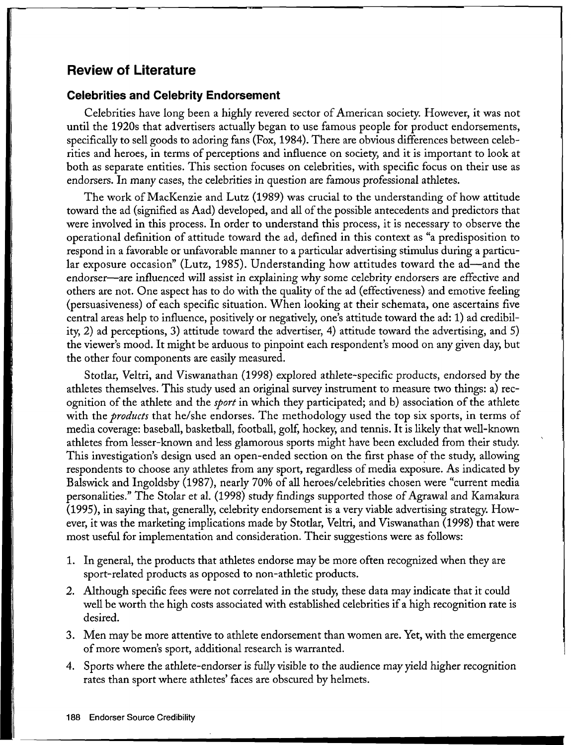## Review of Literature

### Celebrities and Celebrity Endorsement

Celebrities have long been a highly revered sector of American society. However, it was not until the 1920s that advertisers actually began to use famous people for product endorsements, specifically to sell goods to adoring fans (Fox, 1984). There are obvious differences between celebrities and heroes, in terms of perceptions and influence on society, and it is important to look at both as separate entities. This section focuses on celebrities, with specific focus on their use as endorsers. In many cases, the celebrities in question are famous professional athletes.

The work of MacKenzie and Lutz (1989) was crucial to the understanding of how attitude toward the ad (signified as Aad) developed, and all of the possible antecedents and predictors that were involved in this process. In order to understand this process, it is necessary to observe the operational definition of attitude toward the ad, defined in this context as "a predisposition to respond in a favorable or unfavorable manner to a particular advertising stimulus during a particular exposure occasion" (Lutz, 1985). Understanding how attitudes toward the ad—and the endorser—are influenced will assist in explaining why some celebrity endorsers are effective and others are not. One aspect has to do with the quality of the ad (effectiveness) and emotive feeling (persuasiveness) of each specific situation. When looking at their schemata, one ascertains five central areas help to influence, positively or negatively, one's attitude toward the ad: 1) ad credibility, 2) ad perceptions, 3) attitude toward the advertiser, 4) attitude toward the advertising, and 5) the viewer's mood. It might be arduous to pinpoint each respondent's mood on any given day, but the other four components are easily measured.

Stotlar, Veltri, and Viswanathan (1998) explored athlete-specific products, endorsed by the athletes themselves. This study used an original survey instrument to measure two things: a) recognition of the athlete and the *sport* in which they participated; and b) association of the athlete with the *products* that he/she endorses. The methodology used the top six sports, in terms of media coverage: baseball, basketball, football, golf, hockey, and tennis. It is likely that well-known athletes from lesser-known and less glamorous sports might have been excluded from their study. This investigation's design used an open-ended section on the first phase of the study, allowing respondents to choose any athletes from any sport, regardless of media exposure. As indicated by Balswick and Ingoldsby (1987), nearly 70% of all heroes/celebrities chosen were "current media personalities." The Stolar et al. (1998) study findings supported those of Agrawal and Kamakura (1995), in saying that, generally, celebrity endorsement is a very viable advertising strategy. However, it was the marketing implications made by Stotlar, Veltri, and Viswanathan (1998) that were most useful for implementation and consideration. Their suggestions were as follows:

1. In general, the products that athletes endorse may be more often recognized when they are sport-related products as opposed to non-athletic products.
2. Although specific fees were not correlated in the study, these data may indicate that it could well be worth the high costs associated with established celebrities if a high recognition rate is desired.
3. Men may be more attentive to athlete endorsement than women are. Yet, with the emergence of more women's sport, additional research is warranted.
4. Sports where the athlete-endorser is fully visible to the audience may yield higher recognition rates than sport where athletes' faces are obscured by helmets.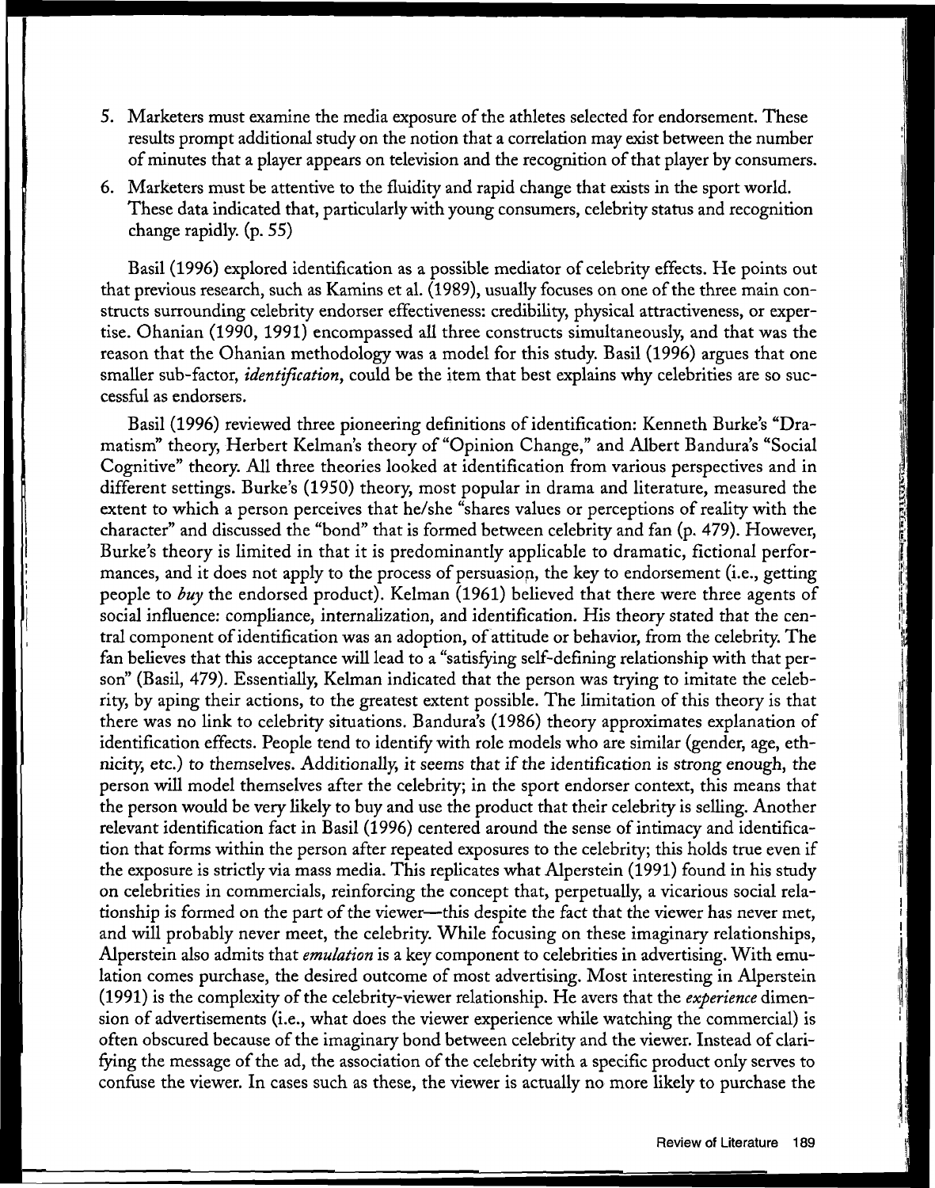5. Marketers must examine the media exposure of the athletes selected for endorsement. These results prompt additional study on the notion that a correlation may exist between the number of minutes that a player appears on television and the recognition of that player by consumers.
6. Marketers must be attentive to the fluidity and rapid change that exists in the sport world. These data indicated that, particularly with young consumers, celebrity status and recognition change rapidly. (p. 55)

Basil (1996) explored identification as a possible mediator of celebrity effects. He points out that previous research, such as Kamins et al. (1989), usually focuses on one of the three main constructs surrounding celebrity endorser effectiveness: credibility, physical attractiveness, or expertise. Ohanian (1990, 1991) encompassed all three constructs simultaneously, and that was the reason that the Ohanian methodology was a model for this study. Basil (1996) argues that one smaller sub-factor, *identification*, could be the item that best explains why celebrities are so successful as endorsers.

Basil (1996) reviewed three pioneering definitions of identification: Kenneth Burke's "Dramatism" theory, Herbert Kelman's theory of "Opinion Change," and Albert Bandura's "Social Cognitive" theory. All three theories looked at identification from various perspectives and in different settings. Burke's (1950) theory, most popular in drama and literature, measured the extent to which a person perceives that he/she "shares values or perceptions of reality with the character" and discussed the "bond" that is formed between celebrity and fan (p. 479). However, Burke's theory is limited in that it is predominantly applicable to dramatic, fictional performances, and it does not apply to the process of persuasion, the key to endorsement (i.e., getting people to *buy* the endorsed product). Kelman (1961) believed that there were three agents of social influence: compliance, internalization, and identification. His theory stated that the central component of identification was an adoption, of attitude or behavior, from the celebrity. The fan believes that this acceptance will lead to a "satisfying self-defining relationship with that person" (Basil, 479). Essentially, Kelman indicated that the person was trying to imitate the celebrity, by aping their actions, to the greatest extent possible. The limitation of this theory is that there was no link to celebrity situations. Bandura's (1986) theory approximates explanation of identification effects. People tend to identify with role models who are similar (gender, age, ethnicity, etc.) to themselves. Additionally, it seems that if the identification is strong enough, the person will model themselves after the celebrity; in the sport endorser context, this means that the person would be very likely to buy and use the product that their celebrity is selling. Another relevant identification fact in Basil (1996) centered around the sense of intimacy and identification that forms within the person after repeated exposures to the celebrity; this holds true even if the exposure is strictly via mass media. This replicates what Alperstein (1991) found in his study on celebrities in commercials, reinforcing the concept that, perpetually, a vicarious social relationship is formed on the part of the viewer—this despite the fact that the viewer has never met, and will probably never meet, the celebrity. While focusing on these imaginary relationships, Alperstein also admits that *emulation* is a key component to celebrities in advertising. With emulation comes purchase, the desired outcome of most advertising. Most interesting in Alperstein (1991) is the complexity of the celebrity-viewer relationship. He avers that the *experience* dimension of advertisements (i.e., what does the viewer experience while watching the commercial) is often obscured because of the imaginary bond between celebrity and the viewer. Instead of clarifying the message of the ad, the association of the celebrity with a specific product only serves to confuse the viewer. In cases such as these, the viewer is actually no more likely to purchase the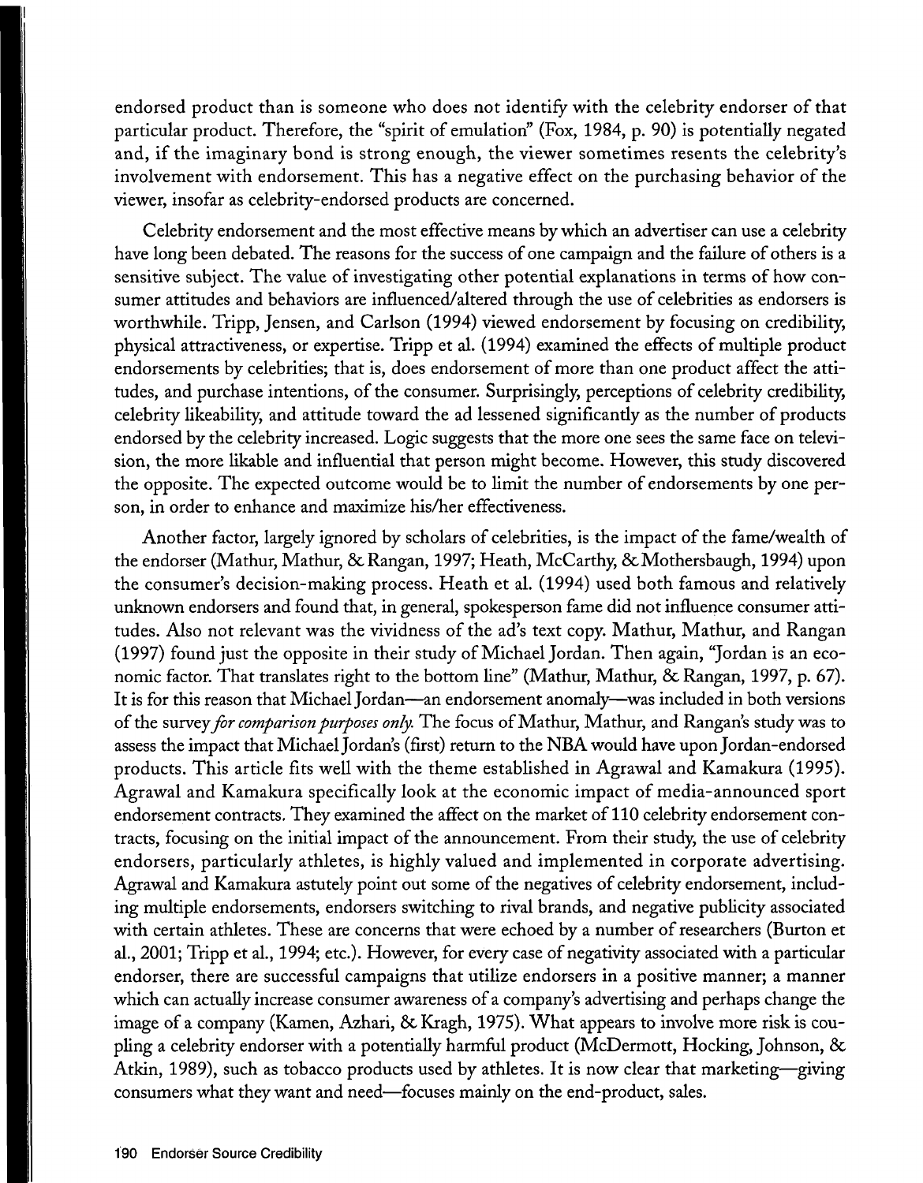endorsed product than is someone who does not identify with the celebrity endorser of that particular product. Therefore, the "spirit of emulation" (Fox, 1984, p. 90) is potentially negated and, if the imaginary bond is strong enough, the viewer sometimes resents the celebrity's involvement with endorsement. This has a negative effect on the purchasing behavior of the viewer, insofar as celebrity-endorsed products are concerned.

Celebrity endorsement and the most effective means by which an advertiser can use a celebrity have long been debated. The reasons for the success of one campaign and the failure of others is a sensitive subject. The value of investigating other potential explanations in terms of how consumer attitudes and behaviors are influenced/altered through the use of celebrities as endorsers is worthwhile. Tripp, Jensen, and Carlson (1994) viewed endorsement by focusing on credibility, physical attractiveness, or expertise. Tripp et al. (1994) examined the effects of multiple product endorsements by celebrities; that is, does endorsement of more than one product affect the attitudes, and purchase intentions, of the consumer. Surprisingly, perceptions of celebrity credibility, celebrity likeability, and attitude toward the ad lessened significantly as the number of products endorsed by the celebrity increased. Logic suggests that the more one sees the same face on television, the more likable and influential that person might become. However, this study discovered the opposite. The expected outcome would be to limit the number of endorsements by one person, in order to enhance and maximize his/her effectiveness.

Another factor, largely ignored by scholars of celebrities, is the impact of the fame/wealth of the endorser (Mathur, Mathur, & Rangan, 1997; Heath, McCarthy, & Mothersbaugh, 1994) upon the consumer's decision-making process. Heath et al. (1994) used both famous and relatively unknown endorsers and found that, in general, spokesperson fame did not influence consumer attitudes. Also not relevant was the vividness of the ad's text copy. Mathur, Mathur, and Rangan (1997) found just the opposite in their study of Michael Jordan. Then again, "Jordan is an economic factor. That translates right to the bottom line" (Mathur, Mathur, & Rangan, 1997, p. 67). It is for this reason that Michael Jordan—an endorsement anomaly—was included in both versions of the survey *for comparison purposes only*. The focus of Mathur, Mathur, and Rangan's study was to assess the impact that Michael Jordan's (first) return to the NBA would have upon Jordan-endorsed products. This article fits well with the theme established in Agrawal and Kamakura (1995). Agrawal and Kamakura specifically look at the economic impact of media-announced sport endorsement contracts. They examined the affect on the market of 110 celebrity endorsement contracts, focusing on the initial impact of the announcement. From their study, the use of celebrity endorsers, particularly athletes, is highly valued and implemented in corporate advertising. Agrawal and Kamakura astutely point out some of the negatives of celebrity endorsement, including multiple endorsements, endorsers switching to rival brands, and negative publicity associated with certain athletes. These are concerns that were echoed by a number of researchers (Burton et al., 2001; Tripp et al., 1994; etc.). However, for every case of negativity associated with a particular endorser, there are successful campaigns that utilize endorsers in a positive manner; a manner which can actually increase consumer awareness of a company's advertising and perhaps change the image of a company (Kamen, Azhari, & Kragh, 1975). What appears to involve more risk is coupling a celebrity endorser with a potentially harmful product (McDermott, Hocking, Johnson, & Atkin, 1989), such as tobacco products used by athletes. It is now clear that marketing—giving consumers what they want and need—focuses mainly on the end-product, sales.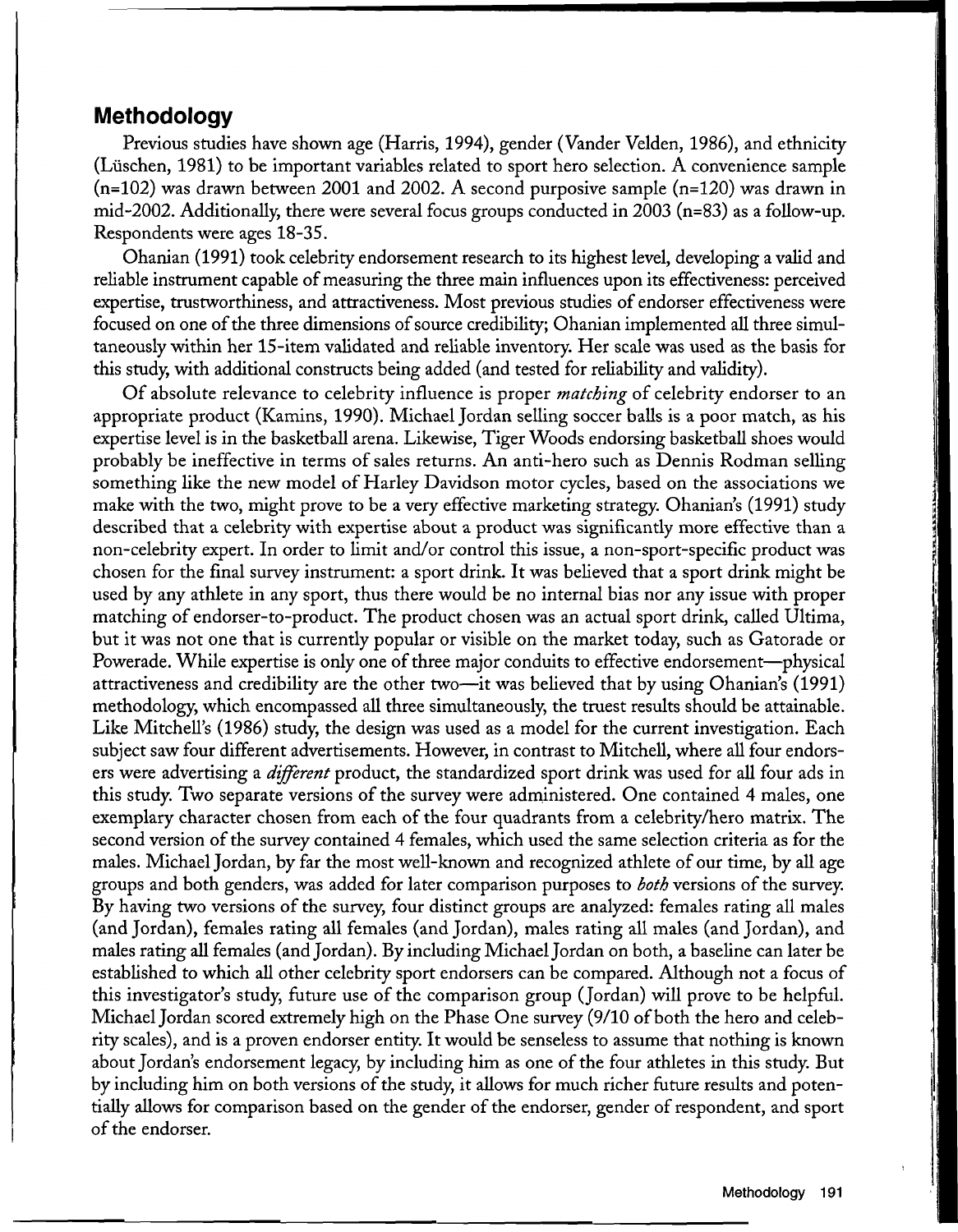## Methodology

Previous studies have shown age (Harris, 1994), gender (Vander Velden, 1986), and ethnicity (Lüschen, 1981) to be important variables related to sport hero selection. A convenience sample (n=102) was drawn between 2001 and 2002. A second purposive sample (n=120) was drawn in mid-2002. Additionally, there were several focus groups conducted in 2003 (n=83) as a follow-up. Respondents were ages 18-35.

Ohanian (1991) took celebrity endorsement research to its highest level, developing a valid and reliable instrument capable of measuring the three main influences upon its effectiveness: perceived expertise, trustworthiness, and attractiveness. Most previous studies of endorser effectiveness were focused on one of the three dimensions of source credibility; Ohanian implemented all three simultaneously within her 15-item validated and reliable inventory. Her scale was used as the basis for this study, with additional constructs being added (and tested for reliability and validity).

Of absolute relevance to celebrity influence is proper *matching* of celebrity endorser to an appropriate product (Kamins, 1990). Michael Jordan selling soccer balls is a poor match, as his expertise level is in the basketball arena. Likewise, Tiger Woods endorsing basketball shoes would probably be ineffective in terms of sales returns. An anti-hero such as Dennis Rodman selling something like the new model of Harley Davidson motor cycles, based on the associations we make with the two, might prove to be a very effective marketing strategy. Ohanian's (1991) study described that a celebrity with expertise about a product was significantly more effective than a non-celebrity expert. In order to limit and/or control this issue, a non-sport-specific product was chosen for the final survey instrument: a sport drink. It was believed that a sport drink might be used by any athlete in any sport, thus there would be no internal bias nor any issue with proper matching of endorser-to-product. The product chosen was an actual sport drink, called Ultima, but it was not one that is currently popular or visible on the market today, such as Gatorade or Powerade. While expertise is only one of three major conduits to effective endorsement—physical attractiveness and credibility are the other two—it was believed that by using Ohanian's (1991) methodology, which encompassed all three simultaneously, the truest results should be attainable. Like Mitchell's (1986) study, the design was used as a model for the current investigation. Each subject saw four different advertisements. However, in contrast to Mitchell, where all four endorsers were advertising a *different* product, the standardized sport drink was used for all four ads in this study. Two separate versions of the survey were administered. One contained 4 males, one exemplary character chosen from each of the four quadrants from a celebrity/hero matrix. The second version of the survey contained 4 females, which used the same selection criteria as for the males. Michael Jordan, by far the most well-known and recognized athlete of our time, by all age groups and both genders, was added for later comparison purposes to *both* versions of the survey. By having two versions of the survey, four distinct groups are analyzed: females rating all males (and Jordan), females rating all females (and Jordan), males rating all males (and Jordan), and males rating all females (and Jordan). By including Michael Jordan on both, a baseline can later be established to which all other celebrity sport endorsers can be compared. Although not a focus of this investigator's study, future use of the comparison group (Jordan) will prove to be helpful. Michael Jordan scored extremely high on the Phase One survey (9/10 of both the hero and celebrity scales), and is a proven endorser entity. It would be senseless to assume that nothing is known about Jordan's endorsement legacy, by including him as one of the four athletes in this study. But by including him on both versions of the study, it allows for much richer future results and potentially allows for comparison based on the gender of the endorser, gender of respondent, and sport of the endorser.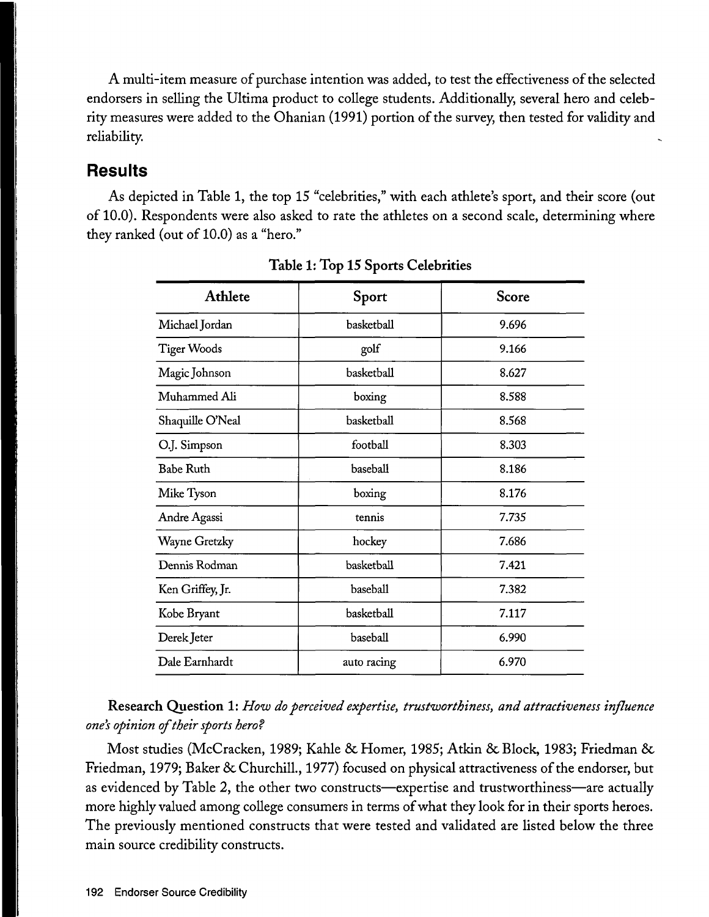A multi-item measure of purchase intention was added, to test the effectiveness of the selected endorsers in selling the Ultima product to college students. Additionally, several hero and celebrity measures were added to the Ohanian (1991) portion of the survey, then tested for validity and reliability.

## Results

As depicted in Table 1, the top 15 "celebrities," with each athlete's sport, and their score (out of 10.0). Respondents were also asked to rate the athletes on a second scale, determining where they ranked (out of 10.0) as a "hero."

**Table 1: Top 15 Sports Celebrities**

| Athlete | Sport | Score |
|---|---|---|
| Michael Jordan | basketball | 9.696 |
| Tiger Woods | golf | 9.166 |
| Magic Johnson | basketball | 8.627 |
| Muhammed Ali | boxing | 8.588 |
| Shaquille O'Neal | basketball | 8.568 |
| O.J. Simpson | football | 8.303 |
| Babe Ruth | baseball | 8.186 |
| Mike Tyson | boxing | 8.176 |
| Andre Agassi | tennis | 7.735 |
| Wayne Gretzky | hockey | 7.686 |
| Dennis Rodman | basketball | 7.421 |
| Ken Griffey, Jr. | baseball | 7.382 |
| Kobe Bryant | basketball | 7.117 |
| Derek Jeter | baseball | 6.990 |
| Dale Earnhardt | auto racing | 6.970 |

**Research Question 1:** *How do perceived expertise, trustworthiness, and attractiveness influence one's opinion of their sports hero?*

Most studies (McCracken, 1989; Kahle & Homer, 1985; Atkin & Block, 1983; Friedman & Friedman, 1979; Baker & Churchill., 1977) focused on physical attractiveness of the endorser, but as evidenced by Table 2, the other two constructs—expertise and trustworthiness—are actually more highly valued among college consumers in terms of what they look for in their sports heroes. The previously mentioned constructs that were tested and validated are listed below the three main source credibility constructs.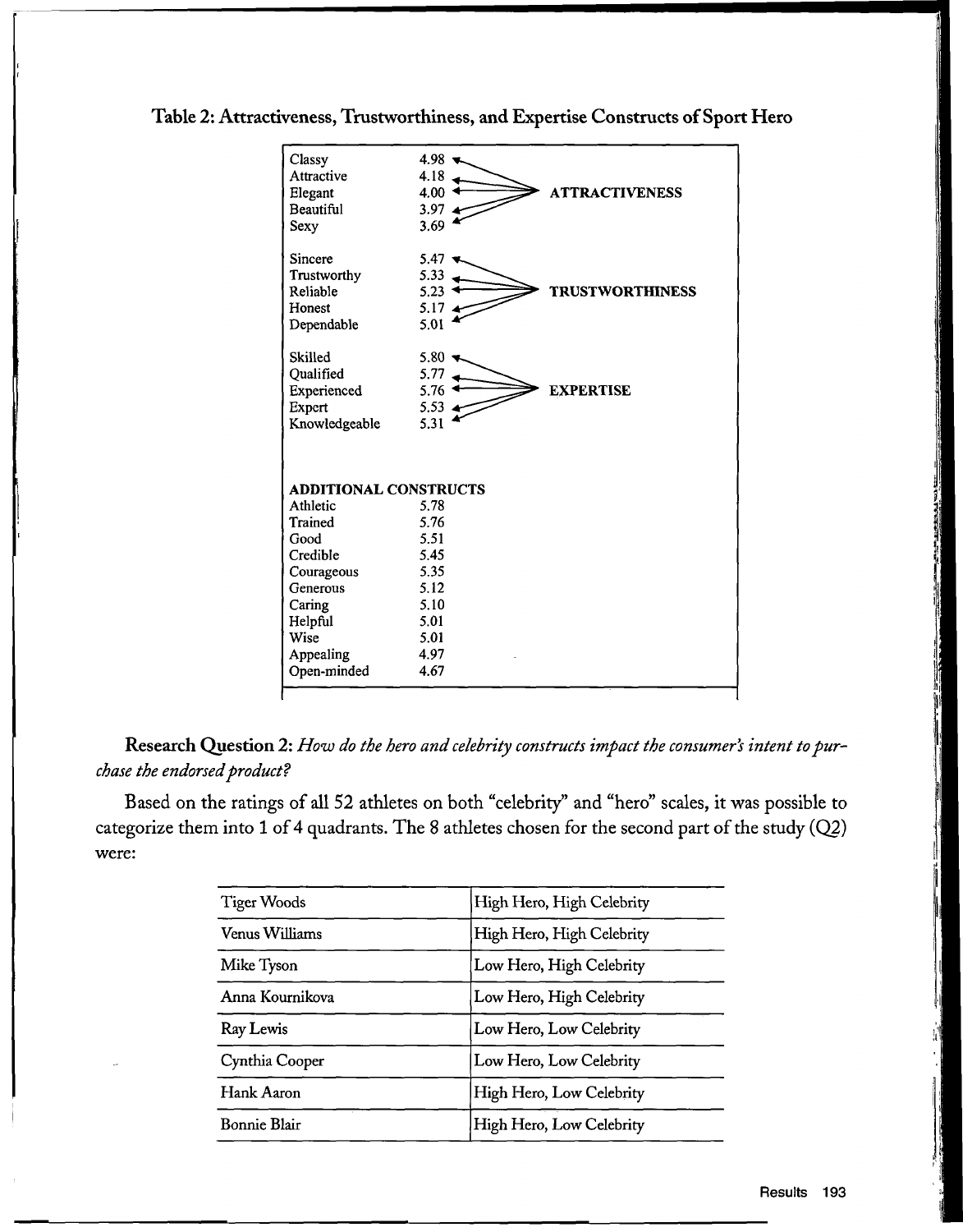**Table 2: Attractiveness, Trustworthiness, and Expertise Constructs of Sport Hero**

| Item | Mean | Construct |
|---|---|---|
| Classy | 4.98 | ATTRACTIVENESS |
| Attractive | 4.18 | ATTRACTIVENESS |
| Elegant | 4.00 | ATTRACTIVENESS |
| Beautiful | 3.97 | ATTRACTIVENESS |
| Sexy | 3.69 | ATTRACTIVENESS |
| Sincere | 5.47 | TRUSTWORTHINESS |
| Trustworthy | 5.33 | TRUSTWORTHINESS |
| Reliable | 5.23 | TRUSTWORTHINESS |
| Honest | 5.17 | TRUSTWORTHINESS |
| Dependable | 5.01 | TRUSTWORTHINESS |
| Skilled | 5.80 | EXPERTISE |
| Qualified | 5.77 | EXPERTISE |
| Experienced | 5.76 | EXPERTISE |
| Expert | 5.53 | EXPERTISE |
| Knowledgeable | 5.31 | EXPERTISE |
| **ADDITIONAL CONSTRUCTS** | | |
| Athletic | 5.78 | |
| Trained | 5.76 | |
| Good | 5.51 | |
| Credible | 5.45 | |
| Courageous | 5.35 | |
| Generous | 5.12 | |
| Caring | 5.10 | |
| Helpful | 5.01 | |
| Wise | 5.01 | |
| Appealing | 4.97 | |
| Open-minded | 4.67 | |

**Research Question 2:** *How do the hero and celebrity constructs impact the consumer's intent to purchase the endorsed product?*

Based on the ratings of all 52 athletes on both "celebrity" and "hero" scales, it was possible to categorize them into 1 of 4 quadrants. The 8 athletes chosen for the second part of the study (Q2) were:

| Athlete | Category |
|---|---|
| Tiger Woods | High Hero, High Celebrity |
| Venus Williams | High Hero, High Celebrity |
| Mike Tyson | Low Hero, High Celebrity |
| Anna Kournikova | Low Hero, High Celebrity |
| Ray Lewis | Low Hero, Low Celebrity |
| Cynthia Cooper | Low Hero, Low Celebrity |
| Hank Aaron | High Hero, Low Celebrity |
| Bonnie Blair | High Hero, Low Celebrity |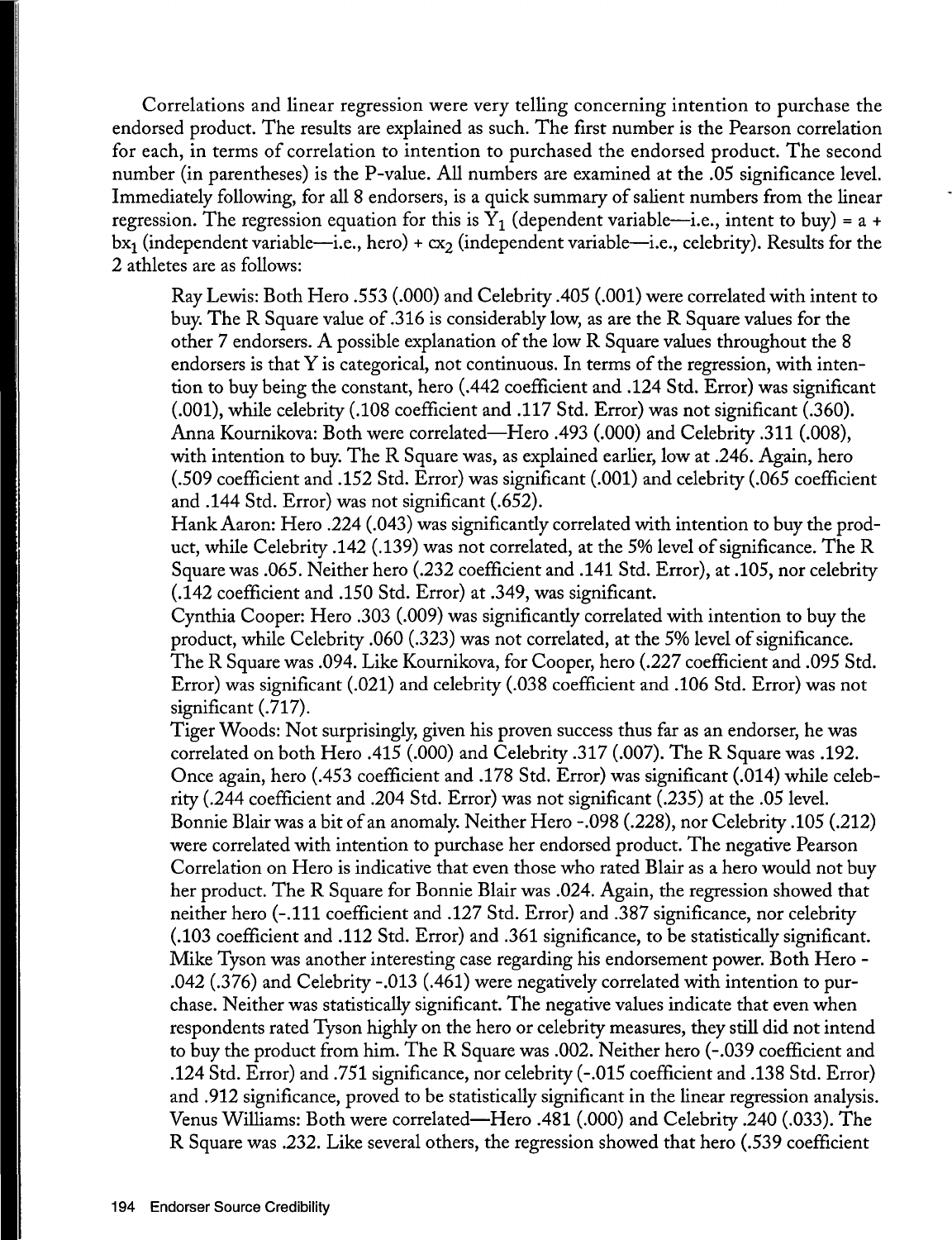Correlations and linear regression were very telling concerning intention to purchase the endorsed product. The results are explained as such. The first number is the Pearson correlation for each, in terms of correlation to intention to purchased the endorsed product. The second number (in parentheses) is the P-value. All numbers are examined at the .05 significance level. Immediately following, for all 8 endorsers, is a quick summary of salient numbers from the linear regression. The regression equation for this is $Y_1$ (dependent variable—i.e., intent to buy) = a + $bx_1$ (independent variable—i.e., hero) + $cx_2$ (independent variable—i.e., celebrity). Results for the 2 athletes are as follows:

Ray Lewis: Both Hero .553 (.000) and Celebrity .405 (.001) were correlated with intent to buy. The R Square value of .316 is considerably low, as are the R Square values for the other 7 endorsers. A possible explanation of the low R Square values throughout the 8 endorsers is that Y is categorical, not continuous. In terms of the regression, with intention to buy being the constant, hero (.442 coefficient and .124 Std. Error) was significant (.001), while celebrity (.108 coefficient and .117 Std. Error) was not significant (.360).

Anna Kournikova: Both were correlated—Hero .493 (.000) and Celebrity .311 (.008), with intention to buy. The R Square was, as explained earlier, low at .246. Again, hero (.509 coefficient and .152 Std. Error) was significant (.001) and celebrity (.065 coefficient and .144 Std. Error) was not significant (.652).

Hank Aaron: Hero .224 (.043) was significantly correlated with intention to buy the product, while Celebrity .142 (.139) was not correlated, at the 5% level of significance. The R Square was .065. Neither hero (.232 coefficient and .141 Std. Error), at .105, nor celebrity (.142 coefficient and .150 Std. Error) at .349, was significant.

Cynthia Cooper: Hero .303 (.009) was significantly correlated with intention to buy the product, while Celebrity .060 (.323) was not correlated, at the 5% level of significance. The R Square was .094. Like Kournikova, for Cooper, hero (.227 coefficient and .095 Std. Error) was significant (.021) and celebrity (.038 coefficient and .106 Std. Error) was not significant (.717).

Tiger Woods: Not surprisingly, given his proven success thus far as an endorser, he was correlated on both Hero .415 (.000) and Celebrity .317 (.007). The R Square was .192. Once again, hero (.453 coefficient and .178 Std. Error) was significant (.014) while celebrity (.244 coefficient and .204 Std. Error) was not significant (.235) at the .05 level.

Bonnie Blair was a bit of an anomaly. Neither Hero -.098 (.228), nor Celebrity .105 (.212) were correlated with intention to purchase her endorsed product. The negative Pearson Correlation on Hero is indicative that even those who rated Blair as a hero would not buy her product. The R Square for Bonnie Blair was .024. Again, the regression showed that neither hero (-.111 coefficient and .127 Std. Error) and .387 significance, nor celebrity (.103 coefficient and .112 Std. Error) and .361 significance, to be statistically significant.

Mike Tyson was another interesting case regarding his endorsement power. Both Hero -.042 (.376) and Celebrity -.013 (.461) were negatively correlated with intention to purchase. Neither was statistically significant. The negative values indicate that even when respondents rated Tyson highly on the hero or celebrity measures, they still did not intend to buy the product from him. The R Square was .002. Neither hero (-.039 coefficient and .124 Std. Error) and .751 significance, nor celebrity (-.015 coefficient and .138 Std. Error) and .912 significance, proved to be statistically significant in the linear regression analysis.

Venus Williams: Both were correlated—Hero .481 (.000) and Celebrity .240 (.033). The R Square was .232. Like several others, the regression showed that hero (.539 coefficient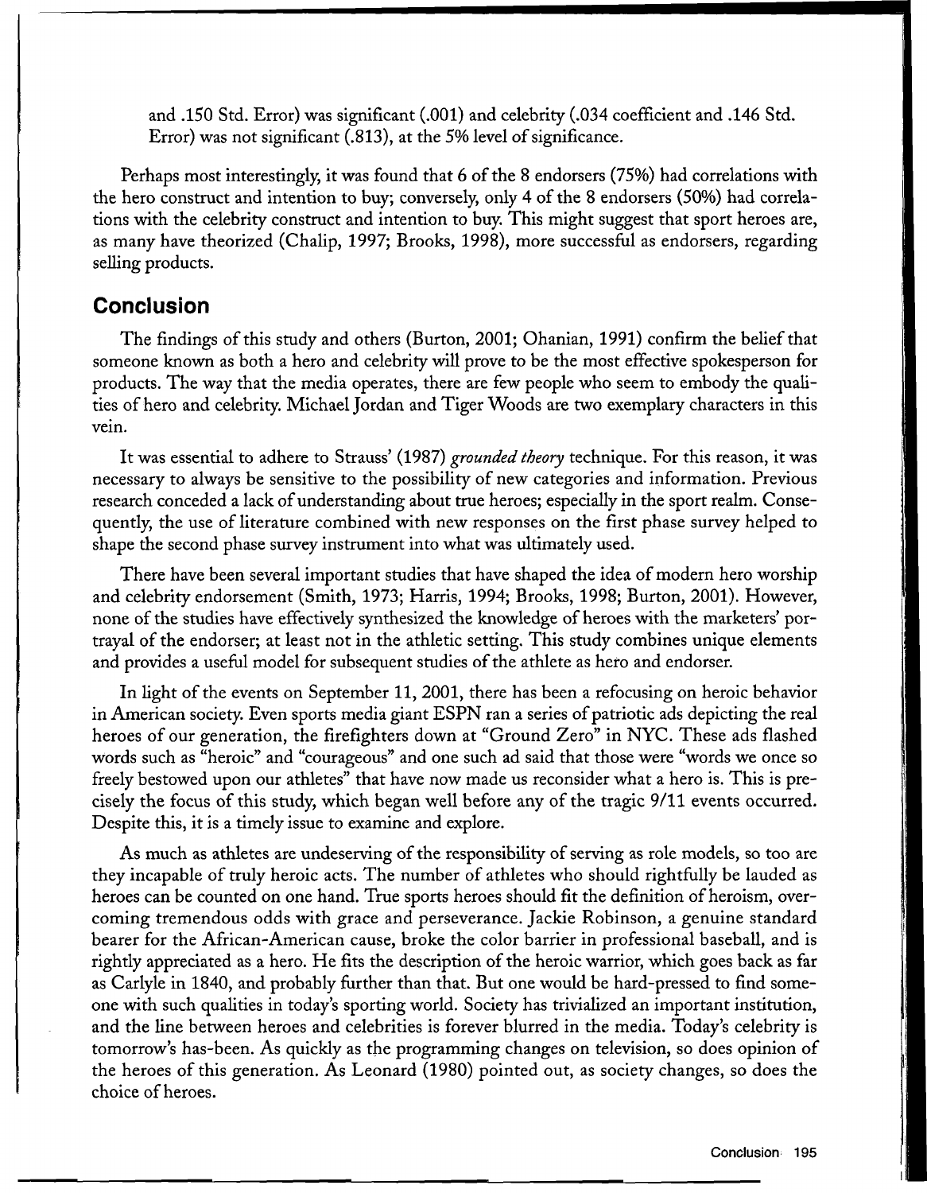and .150 Std. Error) was significant (.001) and celebrity (.034 coefficient and .146 Std. Error) was not significant (.813), at the 5% level of significance.

Perhaps most interestingly, it was found that 6 of the 8 endorsers (75%) had correlations with the hero construct and intention to buy; conversely, only 4 of the 8 endorsers (50%) had correlations with the celebrity construct and intention to buy. This might suggest that sport heroes are, as many have theorized (Chalip, 1997; Brooks, 1998), more successful as endorsers, regarding selling products.

## Conclusion

The findings of this study and others (Burton, 2001; Ohanian, 1991) confirm the belief that someone known as both a hero and celebrity will prove to be the most effective spokesperson for products. The way that the media operates, there are few people who seem to embody the qualities of hero and celebrity. Michael Jordan and Tiger Woods are two exemplary characters in this vein.

It was essential to adhere to Strauss' (1987) *grounded theory* technique. For this reason, it was necessary to always be sensitive to the possibility of new categories and information. Previous research conceded a lack of understanding about true heroes; especially in the sport realm. Consequently, the use of literature combined with new responses on the first phase survey helped to shape the second phase survey instrument into what was ultimately used.

There have been several important studies that have shaped the idea of modern hero worship and celebrity endorsement (Smith, 1973; Harris, 1994; Brooks, 1998; Burton, 2001). However, none of the studies have effectively synthesized the knowledge of heroes with the marketers' portrayal of the endorser; at least not in the athletic setting. This study combines unique elements and provides a useful model for subsequent studies of the athlete as hero and endorser.

In light of the events on September 11, 2001, there has been a refocusing on heroic behavior in American society. Even sports media giant ESPN ran a series of patriotic ads depicting the real heroes of our generation, the firefighters down at "Ground Zero" in NYC. These ads flashed words such as "heroic" and "courageous" and one such ad said that those were "words we once so freely bestowed upon our athletes" that have now made us reconsider what a hero is. This is precisely the focus of this study, which began well before any of the tragic 9/11 events occurred. Despite this, it is a timely issue to examine and explore.

As much as athletes are undeserving of the responsibility of serving as role models, so too are they incapable of truly heroic acts. The number of athletes who should rightfully be lauded as heroes can be counted on one hand. True sports heroes should fit the definition of heroism, overcoming tremendous odds with grace and perseverance. Jackie Robinson, a genuine standard bearer for the African-American cause, broke the color barrier in professional baseball, and is rightly appreciated as a hero. He fits the description of the heroic warrior, which goes back as far as Carlyle in 1840, and probably further than that. But one would be hard-pressed to find someone with such qualities in today's sporting world. Society has trivialized an important institution, and the line between heroes and celebrities is forever blurred in the media. Today's celebrity is tomorrow's has-been. As quickly as the programming changes on television, so does opinion of the heroes of this generation. As Leonard (1980) pointed out, as society changes, so does the choice of heroes.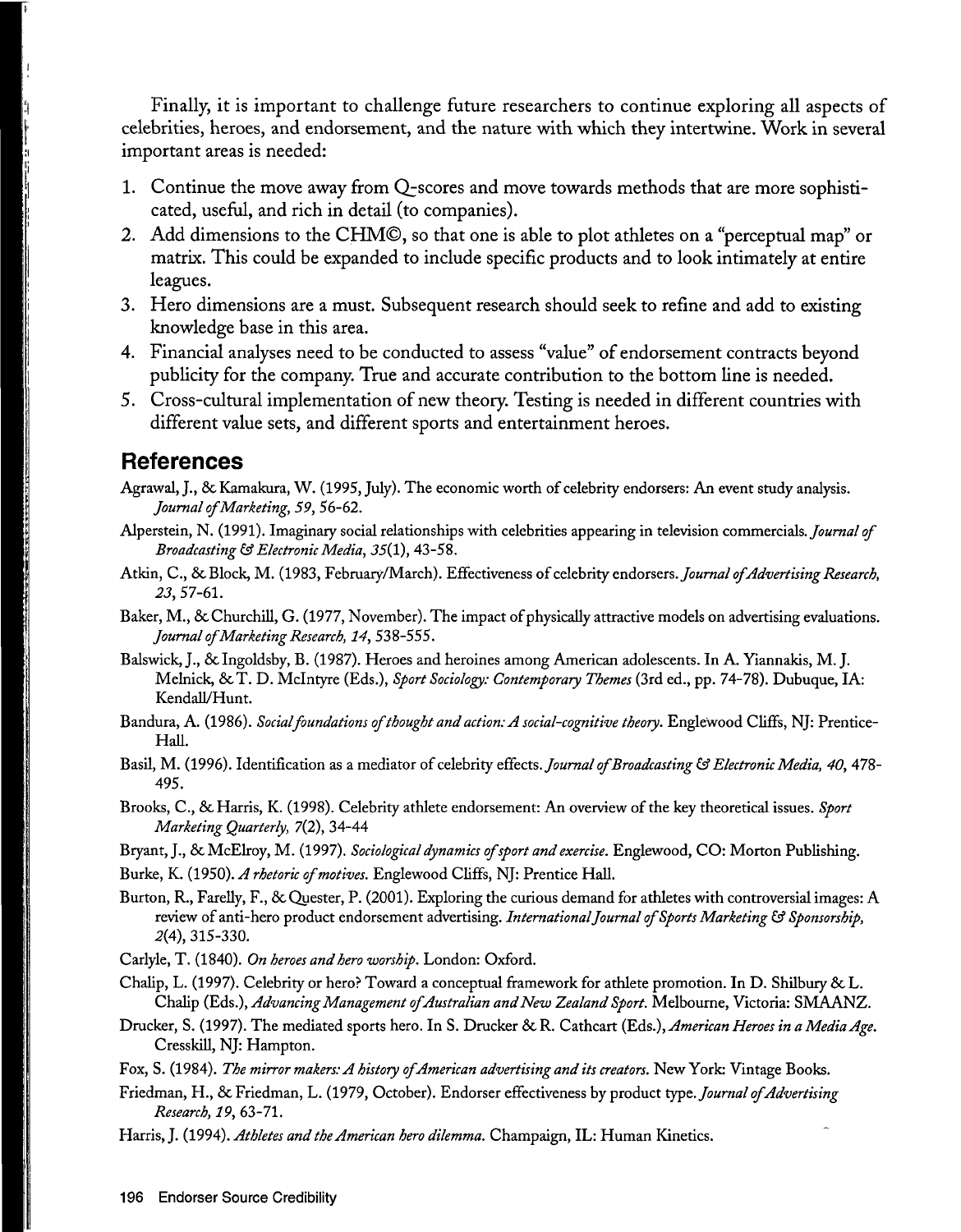Finally, it is important to challenge future researchers to continue exploring all aspects of celebrities, heroes, and endorsement, and the nature with which they intertwine. Work in several important areas is needed:

1. Continue the move away from Q-scores and move towards methods that are more sophisticated, useful, and rich in detail (to companies).
2. Add dimensions to the CHM©, so that one is able to plot athletes on a "perceptual map" or matrix. This could be expanded to include specific products and to look intimately at entire leagues.
3. Hero dimensions are a must. Subsequent research should seek to refine and add to existing knowledge base in this area.
4. Financial analyses need to be conducted to assess "value" of endorsement contracts beyond publicity for the company. True and accurate contribution to the bottom line is needed.
5. Cross-cultural implementation of new theory. Testing is needed in different countries with different value sets, and different sports and entertainment heroes.

## References

Agrawal, J., & Kamakura, W. (1995, July). The economic worth of celebrity endorsers: An event study analysis. *Journal of Marketing, 59*, 56-62.

Alperstein, N. (1991). Imaginary social relationships with celebrities appearing in television commercials. *Journal of Broadcasting & Electronic Media, 35*(1), 43-58.

Atkin, C., & Block, M. (1983, February/March). Effectiveness of celebrity endorsers. *Journal of Advertising Research, 23*, 57-61.

Baker, M., & Churchill, G. (1977, November). The impact of physically attractive models on advertising evaluations. *Journal of Marketing Research, 14*, 538-555.

Balswick, J., & Ingoldsby, B. (1987). Heroes and heroines among American adolescents. In A. Yiannakis, M. J. Melnick, & T. D. McIntyre (Eds.), *Sport Sociology: Contemporary Themes* (3rd ed., pp. 74-78). Dubuque, IA: Kendall/Hunt.

Bandura, A. (1986). *Social foundations of thought and action: A social-cognitive theory*. Englewood Cliffs, NJ: Prentice-Hall.

Basil, M. (1996). Identification as a mediator of celebrity effects. *Journal of Broadcasting & Electronic Media, 40*, 478-495.

Brooks, C., & Harris, K. (1998). Celebrity athlete endorsement: An overview of the key theoretical issues. *Sport Marketing Quarterly, 7*(2), 34-44

Bryant, J., & McElroy, M. (1997). *Sociological dynamics of sport and exercise*. Englewood, CO: Morton Publishing.

Burke, K. (1950). *A rhetoric of motives*. Englewood Cliffs, NJ: Prentice Hall.

Burton, R., Farelly, F., & Quester, P. (2001). Exploring the curious demand for athletes with controversial images: A review of anti-hero product endorsement advertising. *International Journal of Sports Marketing & Sponsorship, 2*(4), 315-330.

Carlyle, T. (1840). *On heroes and hero worship*. London: Oxford.

Chalip, L. (1997). Celebrity or hero? Toward a conceptual framework for athlete promotion. In D. Shilbury & L. Chalip (Eds.), *Advancing Management of Australian and New Zealand Sport*. Melbourne, Victoria: SMAANZ.

Drucker, S. (1997). The mediated sports hero. In S. Drucker & R. Cathcart (Eds.), *American Heroes in a Media Age*. Cresskill, NJ: Hampton.

Fox, S. (1984). *The mirror makers: A history of American advertising and its creators*. New York: Vintage Books.

Friedman, H., & Friedman, L. (1979, October). Endorser effectiveness by product type. *Journal of Advertising Research, 19*, 63-71.

Harris, J. (1994). *Athletes and the American hero dilemma*. Champaign, IL: Human Kinetics.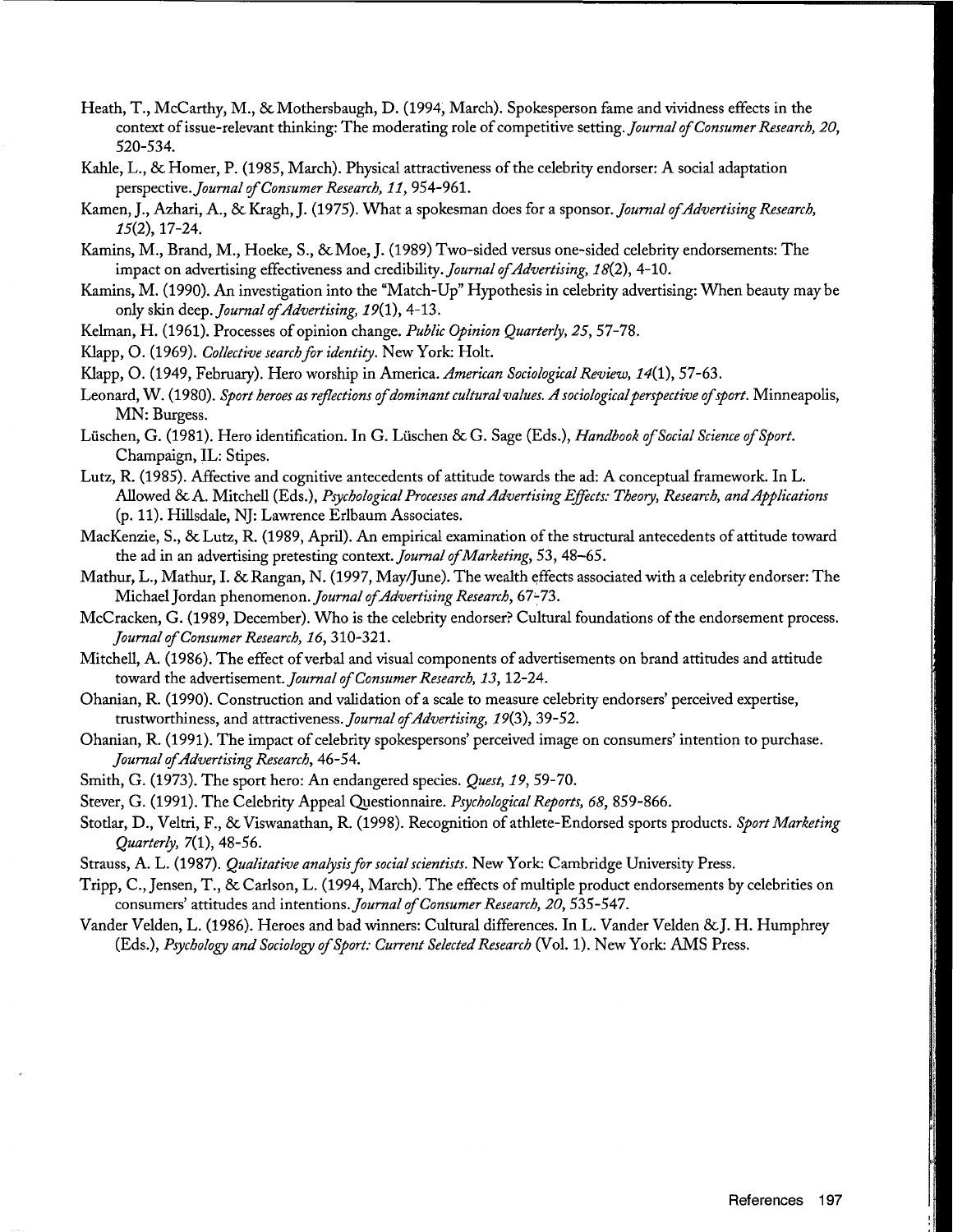Heath, T., McCarthy, M., & Mothersbaugh, D. (1994, March). Spokesperson fame and vividness effects in the context of issue-relevant thinking: The moderating role of competitive setting. *Journal of Consumer Research, 20*, 520-534.

Kahle, L., & Homer, P. (1985, March). Physical attractiveness of the celebrity endorser: A social adaptation perspective. *Journal of Consumer Research, 11*, 954-961.

Kamen, J., Azhari, A., & Kragh, J. (1975). What a spokesman does for a sponsor. *Journal of Advertising Research, 15*(2), 17-24.

Kamins, M., Brand, M., Hoeke, S., & Moe, J. (1989) Two-sided versus one-sided celebrity endorsements: The impact on advertising effectiveness and credibility. *Journal of Advertising, 18*(2), 4-10.

Kamins, M. (1990). An investigation into the "Match-Up" Hypothesis in celebrity advertising: When beauty may be only skin deep. *Journal of Advertising, 19*(1), 4-13.

Kelman, H. (1961). Processes of opinion change. *Public Opinion Quarterly, 25*, 57-78.

Klapp, O. (1969). *Collective search for identity*. New York: Holt.

Klapp, O. (1949, February). Hero worship in America. *American Sociological Review, 14*(1), 57-63.

Leonard, W. (1980). *Sport heroes as reflections of dominant cultural values. A sociological perspective of sport*. Minneapolis, MN: Burgess.

Lüschen, G. (1981). Hero identification. In G. Lüschen & G. Sage (Eds.), *Handbook of Social Science of Sport*. Champaign, IL: Stipes.

Lutz, R. (1985). Affective and cognitive antecedents of attitude towards the ad: A conceptual framework. In L. Allowed & A. Mitchell (Eds.), *Psychological Processes and Advertising Effects: Theory, Research, and Applications* (p. 11). Hillsdale, NJ: Lawrence Erlbaum Associates.

MacKenzie, S., & Lutz, R. (1989, April). An empirical examination of the structural antecedents of attitude toward the ad in an advertising pretesting context. *Journal of Marketing*, 53, 48–65.

Mathur, L., Mathur, I. & Rangan, N. (1997, May/June). The wealth effects associated with a celebrity endorser: The Michael Jordan phenomenon. *Journal of Advertising Research*, 67-73.

McCracken, G. (1989, December). Who is the celebrity endorser? Cultural foundations of the endorsement process. *Journal of Consumer Research, 16*, 310-321.

Mitchell, A. (1986). The effect of verbal and visual components of advertisements on brand attitudes and attitude toward the advertisement. *Journal of Consumer Research, 13*, 12-24.

Ohanian, R. (1990). Construction and validation of a scale to measure celebrity endorsers' perceived expertise, trustworthiness, and attractiveness. *Journal of Advertising, 19*(3), 39-52.

Ohanian, R. (1991). The impact of celebrity spokespersons' perceived image on consumers' intention to purchase. *Journal of Advertising Research*, 46-54.

Smith, G. (1973). The sport hero: An endangered species. *Quest, 19*, 59-70.

Stever, G. (1991). The Celebrity Appeal Questionnaire. *Psychological Reports, 68*, 859-866.

Stotlar, D., Veltri, F., & Viswanathan, R. (1998). Recognition of athlete-Endorsed sports products. *Sport Marketing Quarterly, 7*(1), 48-56.

Strauss, A. L. (1987). *Qualitative analysis for social scientists*. New York: Cambridge University Press.

Tripp, C., Jensen, T., & Carlson, L. (1994, March). The effects of multiple product endorsements by celebrities on consumers' attitudes and intentions. *Journal of Consumer Research, 20*, 535-547.

Vander Velden, L. (1986). Heroes and bad winners: Cultural differences. In L. Vander Velden & J. H. Humphrey (Eds.), *Psychology and Sociology of Sport: Current Selected Research* (Vol. 1). New York: AMS Press.